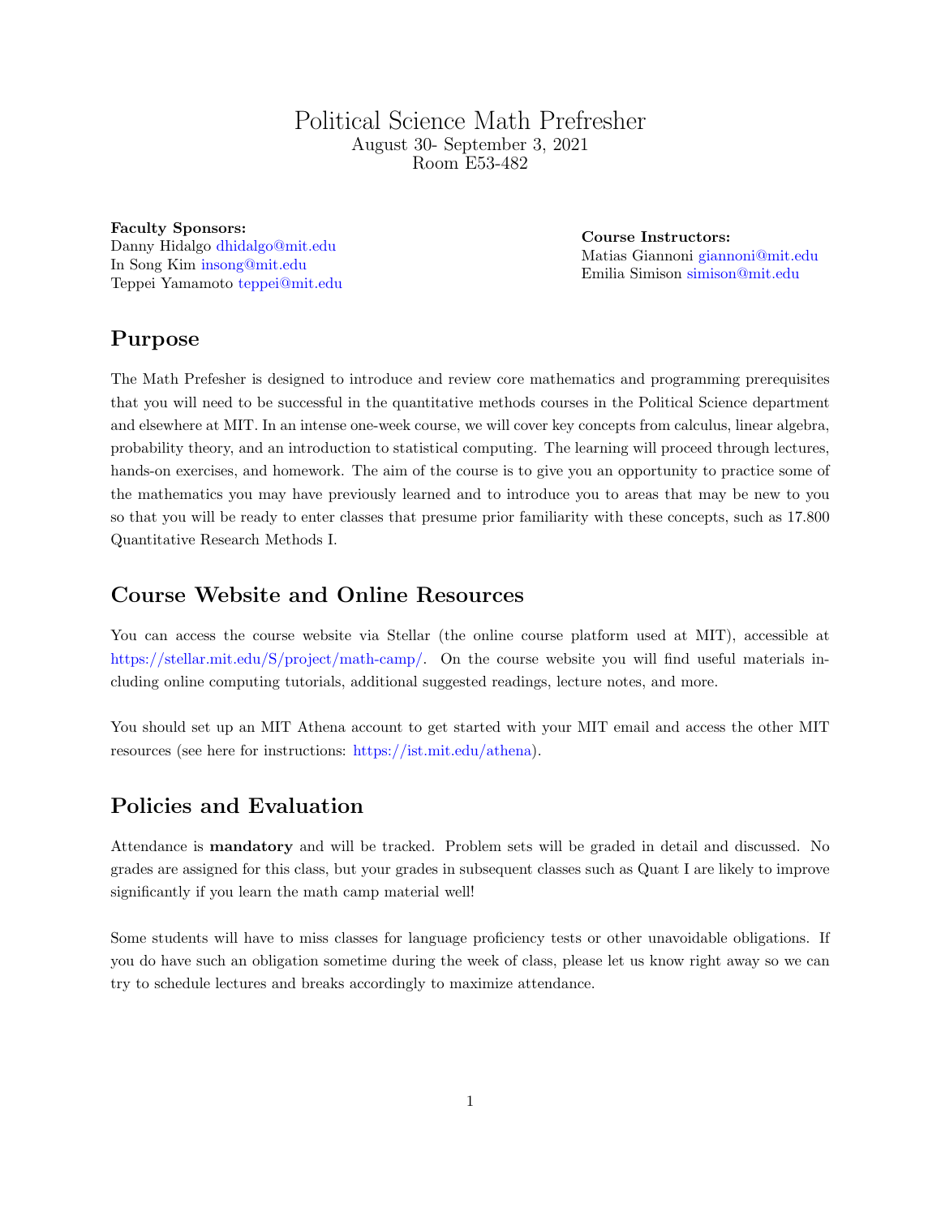# Political Science Math Prefresher

August 30- September 3, 2021
Room E53-482

**Faculty Sponsors:**
Danny Hidalgo dhidalgo@mit.edu
In Song Kim insong@mit.edu
Teppei Yamamoto teppei@mit.edu

**Course Instructors:**
Matias Giannoni giannoni@mit.edu
Emilia Simison simison@mit.edu

## Purpose

The Math Prefesher is designed to introduce and review core mathematics and programming prerequisites that you will need to be successful in the quantitative methods courses in the Political Science department and elsewhere at MIT. In an intense one-week course, we will cover key concepts from calculus, linear algebra, probability theory, and an introduction to statistical computing. The learning will proceed through lectures, hands-on exercises, and homework. The aim of the course is to give you an opportunity to practice some of the mathematics you may have previously learned and to introduce you to areas that may be new to you so that you will be ready to enter classes that presume prior familiarity with these concepts, such as 17.800 Quantitative Research Methods I.

## Course Website and Online Resources

You can access the course website via Stellar (the online course platform used at MIT), accessible at https://stellar.mit.edu/S/project/math-camp/. On the course website you will find useful materials including online computing tutorials, additional suggested readings, lecture notes, and more.

You should set up an MIT Athena account to get started with your MIT email and access the other MIT resources (see here for instructions: https://ist.mit.edu/athena).

## Policies and Evaluation

Attendance is **mandatory** and will be tracked. Problem sets will be graded in detail and discussed. No grades are assigned for this class, but your grades in subsequent classes such as Quant I are likely to improve significantly if you learn the math camp material well!

Some students will have to miss classes for language proficiency tests or other unavoidable obligations. If you do have such an obligation sometime during the week of class, please let us know right away so we can try to schedule lectures and breaks accordingly to maximize attendance.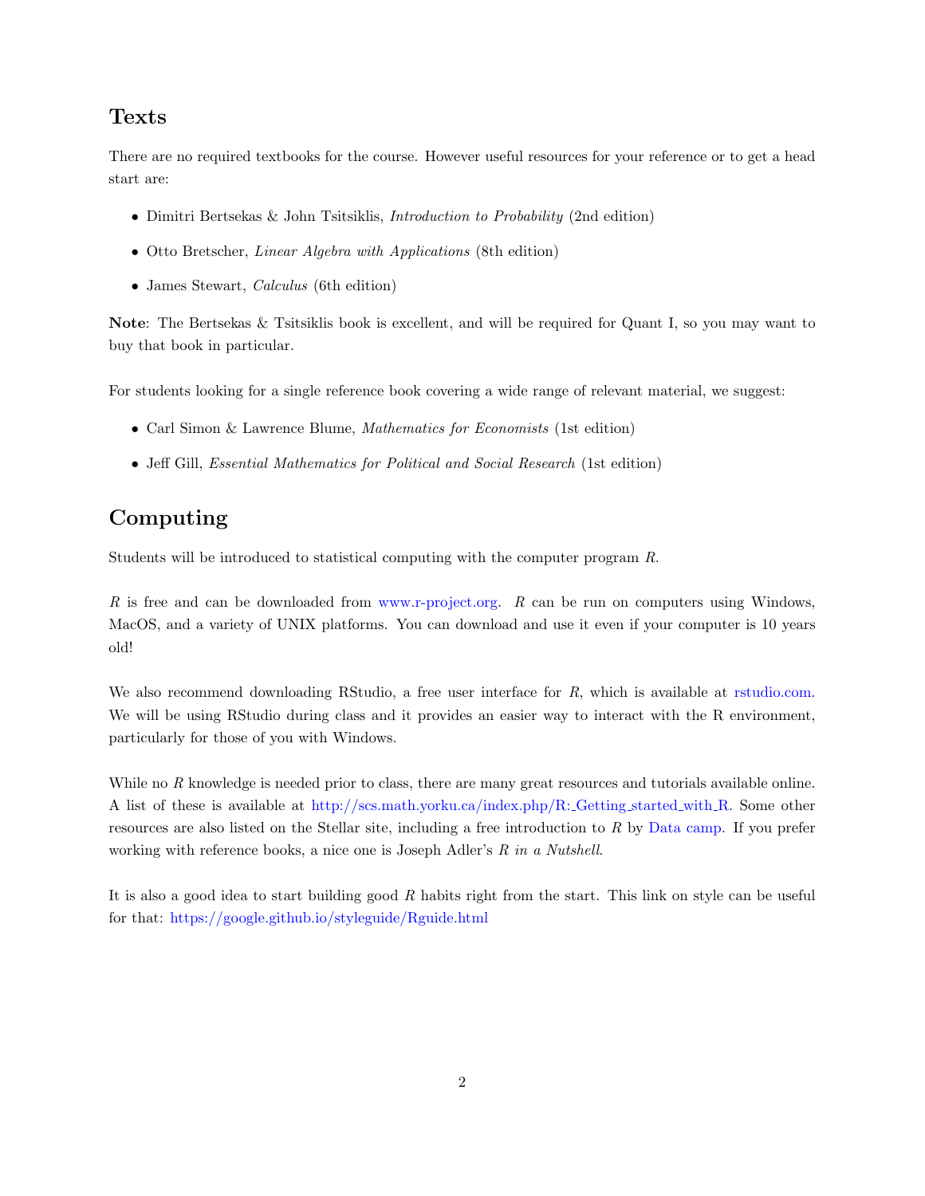## Texts

There are no required textbooks for the course. However useful resources for your reference or to get a head start are:

- Dimitri Bertsekas & John Tsitsiklis, *Introduction to Probability* (2nd edition)
- Otto Bretscher, *Linear Algebra with Applications* (8th edition)
- James Stewart, *Calculus* (6th edition)

**Note**: The Bertsekas & Tsitsiklis book is excellent, and will be required for Quant I, so you may want to buy that book in particular.

For students looking for a single reference book covering a wide range of relevant material, we suggest:

- Carl Simon & Lawrence Blume, *Mathematics for Economists* (1st edition)
- Jeff Gill, *Essential Mathematics for Political and Social Research* (1st edition)

## Computing

Students will be introduced to statistical computing with the computer program *R*.

*R* is free and can be downloaded from www.r-project.org. *R* can be run on computers using Windows, MacOS, and a variety of UNIX platforms. You can download and use it even if your computer is 10 years old!

We also recommend downloading RStudio, a free user interface for *R*, which is available at rstudio.com. We will be using RStudio during class and it provides an easier way to interact with the R environment, particularly for those of you with Windows.

While no *R* knowledge is needed prior to class, there are many great resources and tutorials available online. A list of these is available at http://scs.math.yorku.ca/index.php/R:_Getting_started_with_R. Some other resources are also listed on the Stellar site, including a free introduction to *R* by Data camp. If you prefer working with reference books, a nice one is Joseph Adler's *R in a Nutshell*.

It is also a good idea to start building good *R* habits right from the start. This link on style can be useful for that: https://google.github.io/styleguide/Rguide.html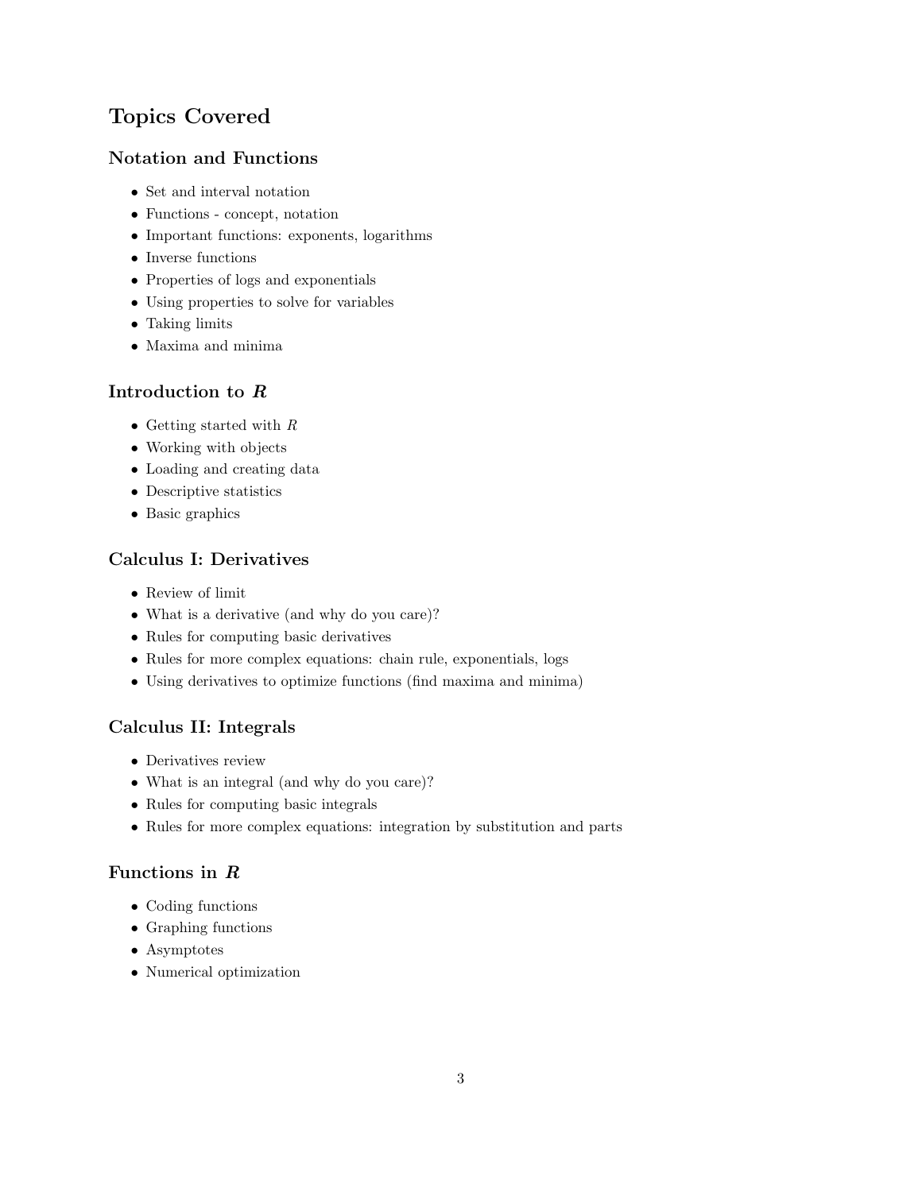## Topics Covered

### Notation and Functions

- Set and interval notation
- Functions - concept, notation
- Important functions: exponents, logarithms
- Inverse functions
- Properties of logs and exponentials
- Using properties to solve for variables
- Taking limits
- Maxima and minima

### Introduction to *R*

- Getting started with *R*
- Working with objects
- Loading and creating data
- Descriptive statistics
- Basic graphics

### Calculus I: Derivatives

- Review of limit
- What is a derivative (and why do you care)?
- Rules for computing basic derivatives
- Rules for more complex equations: chain rule, exponentials, logs
- Using derivatives to optimize functions (find maxima and minima)

### Calculus II: Integrals

- Derivatives review
- What is an integral (and why do you care)?
- Rules for computing basic integrals
- Rules for more complex equations: integration by substitution and parts

### Functions in *R*

- Coding functions
- Graphing functions
- Asymptotes
- Numerical optimization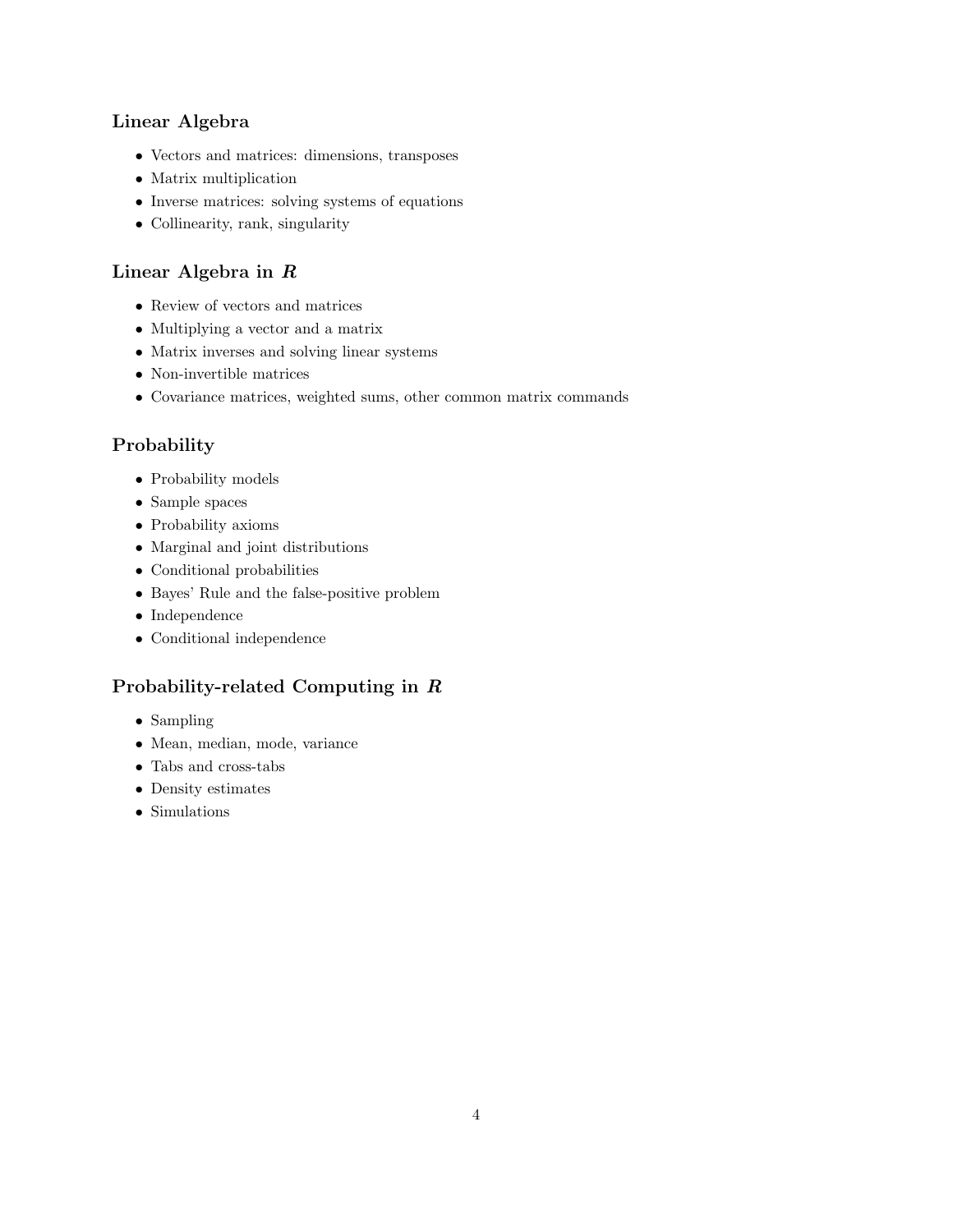### Linear Algebra

- Vectors and matrices: dimensions, transposes
- Matrix multiplication
- Inverse matrices: solving systems of equations
- Collinearity, rank, singularity

### Linear Algebra in *R*

- Review of vectors and matrices
- Multiplying a vector and a matrix
- Matrix inverses and solving linear systems
- Non-invertible matrices
- Covariance matrices, weighted sums, other common matrix commands

### Probability

- Probability models
- Sample spaces
- Probability axioms
- Marginal and joint distributions
- Conditional probabilities
- Bayes' Rule and the false-positive problem
- Independence
- Conditional independence

### Probability-related Computing in *R*

- Sampling
- Mean, median, mode, variance
- Tabs and cross-tabs
- Density estimates
- Simulations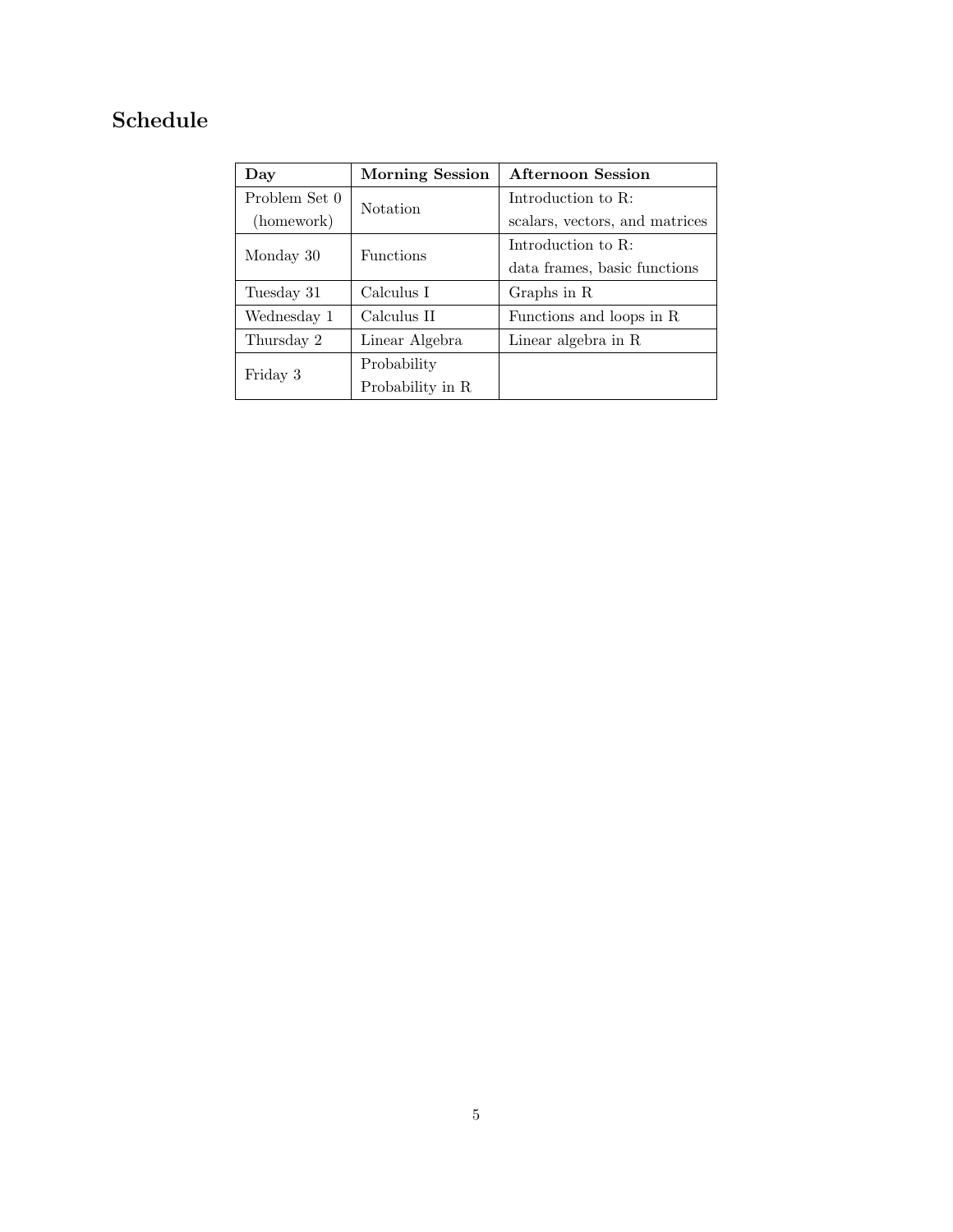# Schedule

| Day | Morning Session | Afternoon Session |
| --- | --- | --- |
| Problem Set 0 (homework) | Notation | Introduction to R: scalars, vectors, and matrices |
| Monday 30 | Functions | Introduction to R: data frames, basic functions |
| Tuesday 31 | Calculus I | Graphs in R |
| Wednesday 1 | Calculus II | Functions and loops in R |
| Thursday 2 | Linear Algebra | Linear algebra in R |
| Friday 3 | Probability<br>Probability in R | |